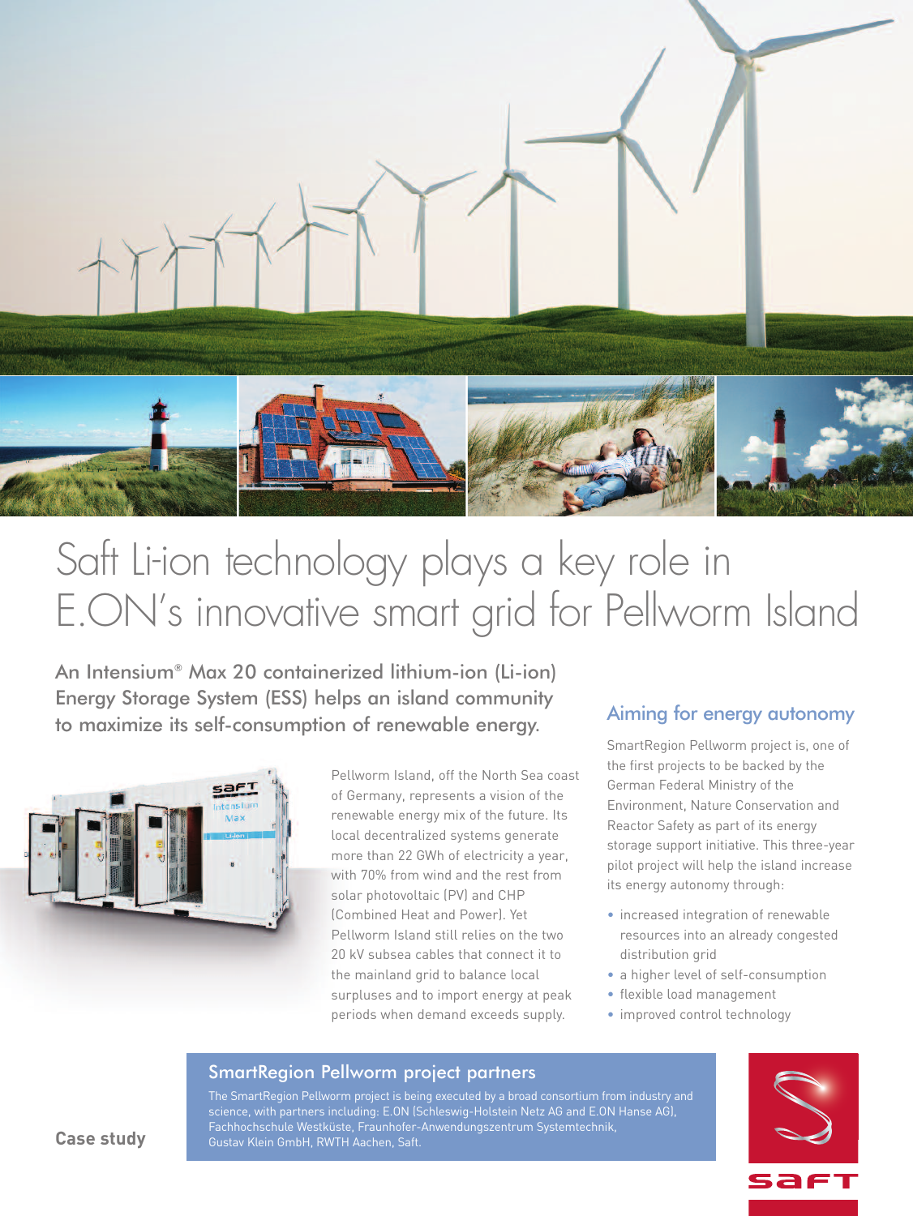# Saft Li-ion technology plays a key role in E.ON's innovative smart grid for Pellworm Island

An Intensium® Max 20 containerized lithium-ion (Li-ion) Energy Storage System (ESS) helps an island community to maximize its self-consumption of renewable energy.

Pellworm Island, off the North Sea coast of Germany, represents a vision of the renewable energy mix of the future. Its local decentralized systems generate more than 22 GWh of electricity a year, with 70% from wind and the rest from solar photovoltaic (PV) and CHP (Combined Heat and Power). Yet Pellworm Island still relies on the two 20 kV subsea cables that connect it to the mainland grid to balance local surpluses and to import energy at peak periods when demand exceeds supply.

## Aiming for energy autonomy

SmartRegion Pellworm project is, one of the first projects to be backed by the German Federal Ministry of the Environment, Nature Conservation and Reactor Safety as part of its energy storage support initiative. This three-year pilot project will help the island increase its energy autonomy through:

- increased integration of renewable resources into an already congested distribution grid
- a higher level of self-consumption
- flexible load management
- improved control technology

### SmartRegion Pellworm project partners

The SmartRegion Pellworm project is being executed by a broad consortium from industry and science, with partners including: E.ON (Schleswig-Holstein Netz AG and E.ON Hanse AG), Fachhochschule Westküste, Fraunhofer-Anwendungszentrum Systemtechnik, Gustav Klein GmbH, RWTH Aachen, Saft.

**Case study**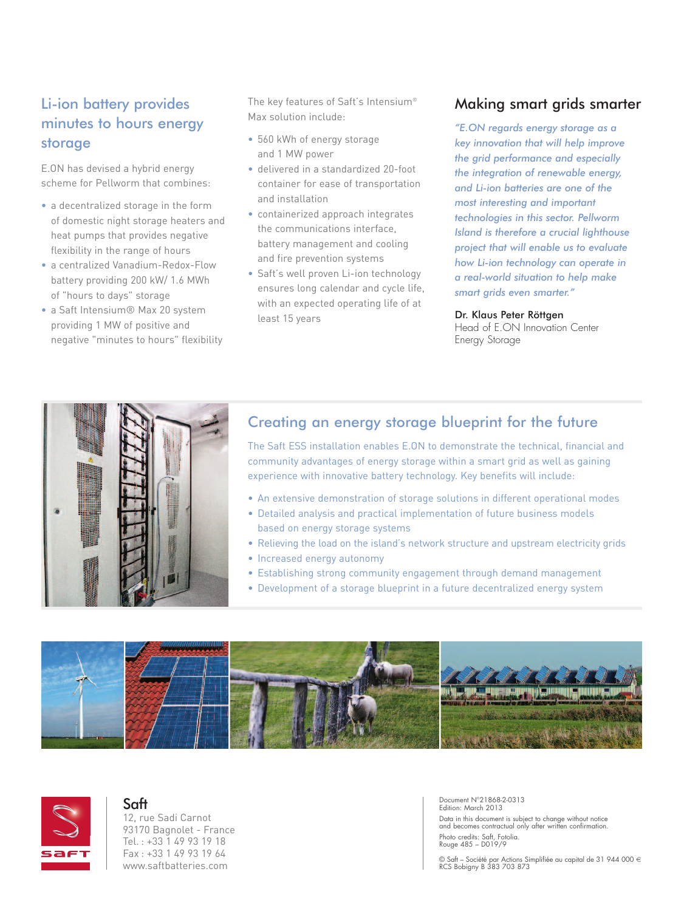## Li-ion battery provides minutes to hours energy storage

E.ON has devised a hybrid energy scheme for Pellworm that combines:

- a decentralized storage in the form of domestic night storage heaters and heat pumps that provides negative flexibility in the range of hours
- a centralized Vanadium-Redox-Flow battery providing 200 kW/ 1.6 MWh of "hours to days" storage
- a Saft Intensium® Max 20 system providing 1 MW of positive and negative "minutes to hours" flexibility

The key features of Saft's Intensium® Max solution include:

- 560 kWh of energy storage and 1 MW power
- delivered in a standardized 20-foot container for ease of transportation and installation
- containerized approach integrates the communications interface, battery management and cooling and fire prevention systems
- Saft's well proven Li-ion technology ensures long calendar and cycle life, with an expected operating life of at least 15 years

## Making smart grids smarter

*"E.ON regards energy storage as a key innovation that will help improve the grid performance and especially the integration of renewable energy, and Li-ion batteries are one of the most interesting and important technologies in this sector. Pellworm Island is therefore a crucial lighthouse project that will enable us to evaluate how Li-ion technology can operate in a real-world situation to help make smart grids even smarter."*

Dr. Klaus Peter Röttgen
Head of E.ON Innovation Center
Energy Storage

## Creating an energy storage blueprint for the future

The Saft ESS installation enables E.ON to demonstrate the technical, financial and community advantages of energy storage within a smart grid as well as gaining experience with innovative battery technology. Key benefits will include:

- An extensive demonstration of storage solutions in different operational modes
- Detailed analysis and practical implementation of future business models based on energy storage systems
- Relieving the load on the island's network structure and upstream electricity grids
- Increased energy autonomy
- Establishing strong community engagement through demand management
- Development of a storage blueprint in a future decentralized energy system

**Saft**
12, rue Sadi Carnot
93170 Bagnolet - France
Tel. : +33 1 49 93 19 18
Fax : +33 1 49 93 19 64
www.saftbatteries.com

Document N°21868-2-0313
Edition: March 2013

Data in this document is subject to change without notice and becomes contractual only after written confirmation.

Photo credits: Saft, Fotolia.
Rouge 485 – D019/9

© Saft – Société par Actions Simplifiée au capital de 31 944 000 €
RCS Bobigny B 383 703 873